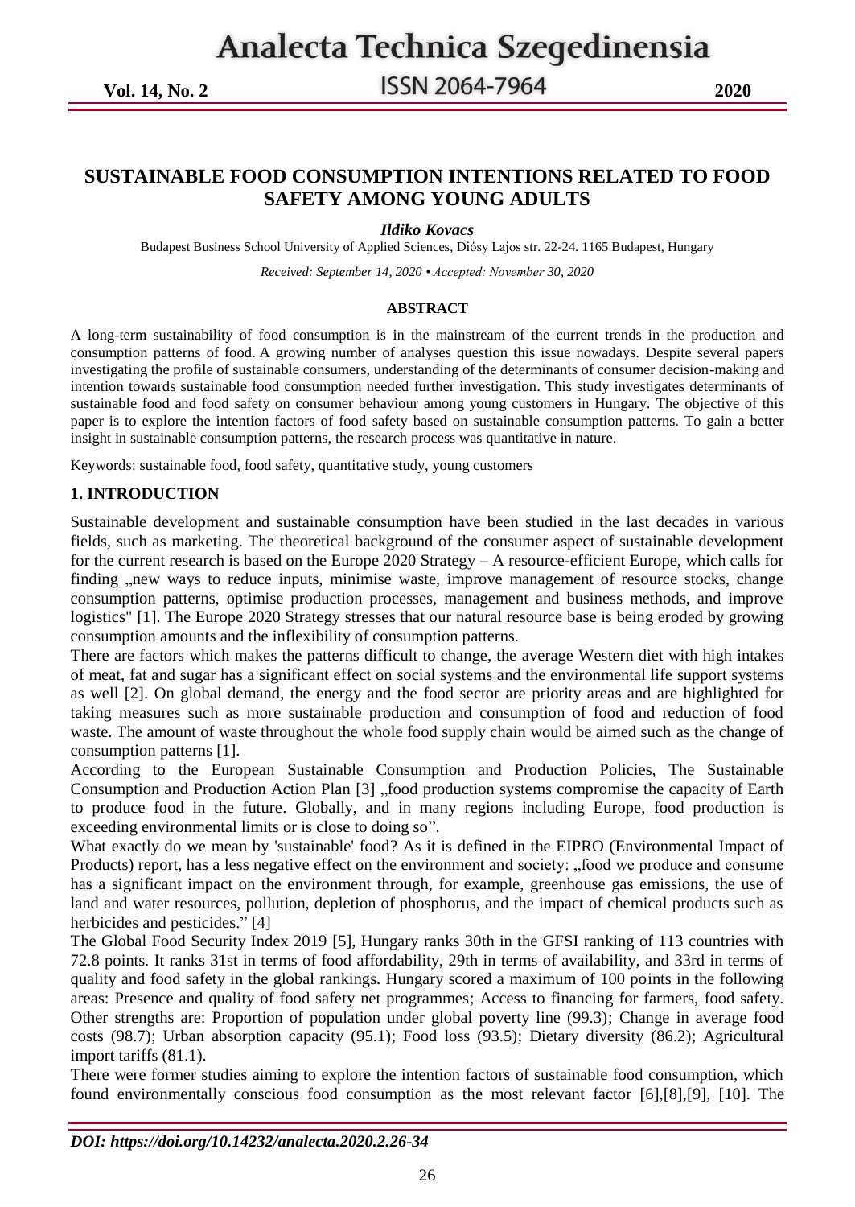# SUSTAINABLE FOOD CONSUMPTION INTENTIONS RELATED TO FOOD SAFETY AMONG YOUNG ADULTS

***Ildiko Kovacs***

Budapest Business School University of Applied Sciences, Diósy Lajos str. 22-24. 1165 Budapest, Hungary

*Received: September 14, 2020 • Accepted: November 30, 2020*

## ABSTRACT

A long-term sustainability of food consumption is in the mainstream of the current trends in the production and consumption patterns of food. A growing number of analyses question this issue nowadays. Despite several papers investigating the profile of sustainable consumers, understanding of the determinants of consumer decision-making and intention towards sustainable food consumption needed further investigation. This study investigates determinants of sustainable food and food safety on consumer behaviour among young customers in Hungary. The objective of this paper is to explore the intention factors of food safety based on sustainable consumption patterns. To gain a better insight in sustainable consumption patterns, the research process was quantitative in nature.

Keywords: sustainable food, food safety, quantitative study, young customers

## 1. INTRODUCTION

Sustainable development and sustainable consumption have been studied in the last decades in various fields, such as marketing. The theoretical background of the consumer aspect of sustainable development for the current research is based on the Europe 2020 Strategy – A resource-efficient Europe, which calls for finding „new ways to reduce inputs, minimise waste, improve management of resource stocks, change consumption patterns, optimise production processes, management and business methods, and improve logistics" [1]. The Europe 2020 Strategy stresses that our natural resource base is being eroded by growing consumption amounts and the inflexibility of consumption patterns.

There are factors which makes the patterns difficult to change, the average Western diet with high intakes of meat, fat and sugar has a significant effect on social systems and the environmental life support systems as well [2]. On global demand, the energy and the food sector are priority areas and are highlighted for taking measures such as more sustainable production and consumption of food and reduction of food waste. The amount of waste throughout the whole food supply chain would be aimed such as the change of consumption patterns [1].

According to the European Sustainable Consumption and Production Policies, The Sustainable Consumption and Production Action Plan [3] „food production systems compromise the capacity of Earth to produce food in the future. Globally, and in many regions including Europe, food production is exceeding environmental limits or is close to doing so".

What exactly do we mean by 'sustainable' food? As it is defined in the EIPRO (Environmental Impact of Products) report, has a less negative effect on the environment and society: „food we produce and consume has a significant impact on the environment through, for example, greenhouse gas emissions, the use of land and water resources, pollution, depletion of phosphorus, and the impact of chemical products such as herbicides and pesticides." [4]

The Global Food Security Index 2019 [5], Hungary ranks 30th in the GFSI ranking of 113 countries with 72.8 points. It ranks 31st in terms of food affordability, 29th in terms of availability, and 33rd in terms of quality and food safety in the global rankings. Hungary scored a maximum of 100 points in the following areas: Presence and quality of food safety net programmes; Access to financing for farmers, food safety. Other strengths are: Proportion of population under global poverty line (99.3); Change in average food costs (98.7); Urban absorption capacity (95.1); Food loss (93.5); Dietary diversity (86.2); Agricultural import tariffs (81.1).

There were former studies aiming to explore the intention factors of sustainable food consumption, which found environmentally conscious food consumption as the most relevant factor [6],[8],[9], [10]. The

*DOI: https://doi.org/10.14232/analecta.2020.2.26-34*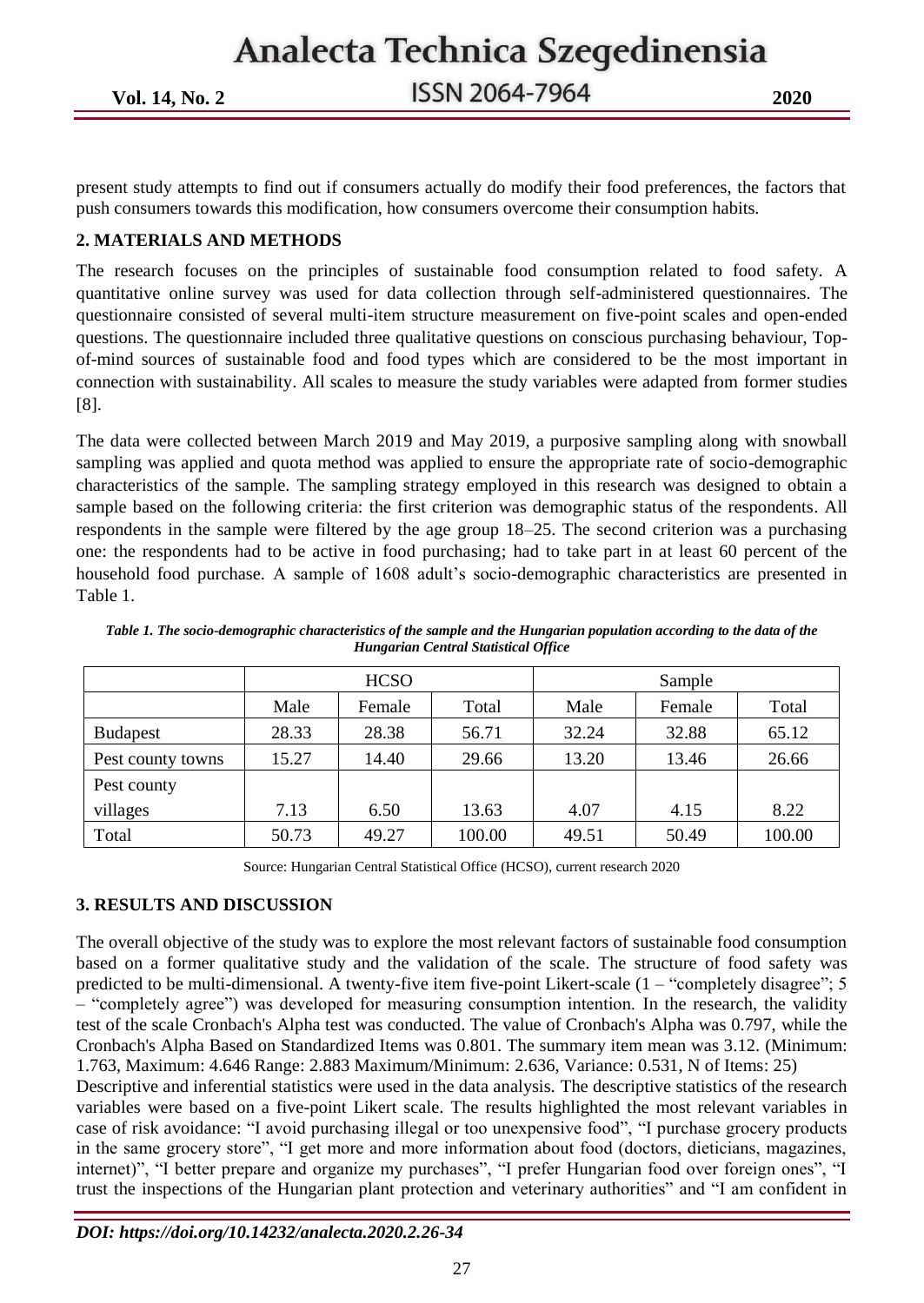present study attempts to find out if consumers actually do modify their food preferences, the factors that push consumers towards this modification, how consumers overcome their consumption habits.

## 2. MATERIALS AND METHODS

The research focuses on the principles of sustainable food consumption related to food safety. A quantitative online survey was used for data collection through self-administered questionnaires. The questionnaire consisted of several multi-item structure measurement on five-point scales and open-ended questions. The questionnaire included three qualitative questions on conscious purchasing behaviour, Top-of-mind sources of sustainable food and food types which are considered to be the most important in connection with sustainability. All scales to measure the study variables were adapted from former studies [8].

The data were collected between March 2019 and May 2019, a purposive sampling along with snowball sampling was applied and quota method was applied to ensure the appropriate rate of socio-demographic characteristics of the sample. The sampling strategy employed in this research was designed to obtain a sample based on the following criteria: the first criterion was demographic status of the respondents. All respondents in the sample were filtered by the age group 18–25. The second criterion was a purchasing one: the respondents had to be active in food purchasing; had to take part in at least 60 percent of the household food purchase. A sample of 1608 adult's socio-demographic characteristics are presented in Table 1.

*Table 1. The socio-demographic characteristics of the sample and the Hungarian population according to the data of the Hungarian Central Statistical Office*

| | HCSO | | | Sample | | |
|---|---|---|---|---|---|---|
| | Male | Female | Total | Male | Female | Total |
| Budapest | 28.33 | 28.38 | 56.71 | 32.24 | 32.88 | 65.12 |
| Pest county towns | 15.27 | 14.40 | 29.66 | 13.20 | 13.46 | 26.66 |
| Pest county villages | 7.13 | 6.50 | 13.63 | 4.07 | 4.15 | 8.22 |
| Total | 50.73 | 49.27 | 100.00 | 49.51 | 50.49 | 100.00 |

Source: Hungarian Central Statistical Office (HCSO), current research 2020

## 3. RESULTS AND DISCUSSION

The overall objective of the study was to explore the most relevant factors of sustainable food consumption based on a former qualitative study and the validation of the scale. The structure of food safety was predicted to be multi-dimensional. A twenty-five item five-point Likert-scale (1 – "completely disagree"; 5 – "completely agree") was developed for measuring consumption intention. In the research, the validity test of the scale Cronbach's Alpha test was conducted. The value of Cronbach's Alpha was 0.797, while the Cronbach's Alpha Based on Standardized Items was 0.801. The summary item mean was 3.12. (Minimum: 1.763, Maximum: 4.646 Range: 2.883 Maximum/Minimum: 2.636, Variance: 0.531, N of Items: 25)

Descriptive and inferential statistics were used in the data analysis. The descriptive statistics of the research variables were based on a five-point Likert scale. The results highlighted the most relevant variables in case of risk avoidance: "I avoid purchasing illegal or too unexpensive food", "I purchase grocery products in the same grocery store", "I get more and more information about food (doctors, dieticians, magazines, internet)", "I better prepare and organize my purchases", "I prefer Hungarian food over foreign ones", "I trust the inspections of the Hungarian plant protection and veterinary authorities" and "I am confident in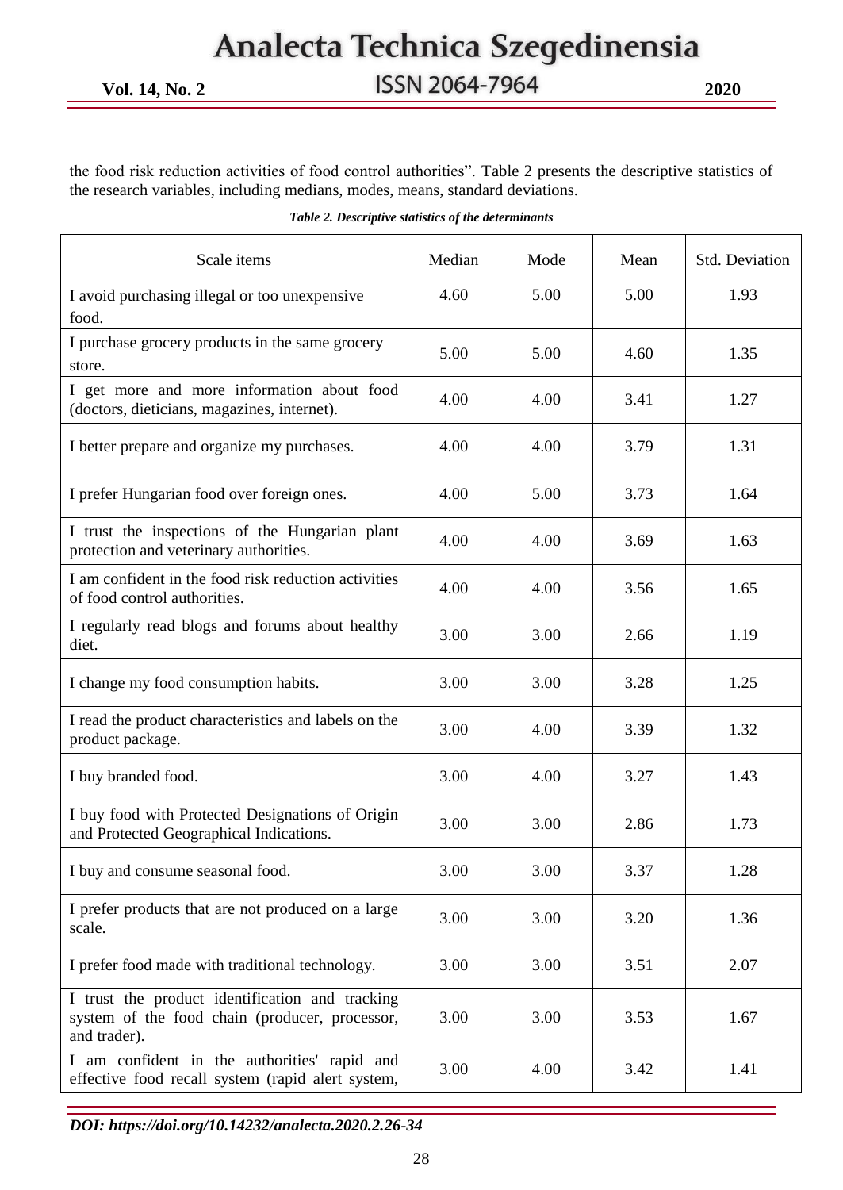the food risk reduction activities of food control authorities". Table 2 presents the descriptive statistics of the research variables, including medians, modes, means, standard deviations.

*Table 2. Descriptive statistics of the determinants*

| Scale items | Median | Mode | Mean | Std. Deviation |
|---|---|---|---|---|
| I avoid purchasing illegal or too unexpensive food. | 4.60 | 5.00 | 5.00 | 1.93 |
| I purchase grocery products in the same grocery store. | 5.00 | 5.00 | 4.60 | 1.35 |
| I get more and more information about food (doctors, dieticians, magazines, internet). | 4.00 | 4.00 | 3.41 | 1.27 |
| I better prepare and organize my purchases. | 4.00 | 4.00 | 3.79 | 1.31 |
| I prefer Hungarian food over foreign ones. | 4.00 | 5.00 | 3.73 | 1.64 |
| I trust the inspections of the Hungarian plant protection and veterinary authorities. | 4.00 | 4.00 | 3.69 | 1.63 |
| I am confident in the food risk reduction activities of food control authorities. | 4.00 | 4.00 | 3.56 | 1.65 |
| I regularly read blogs and forums about healthy diet. | 3.00 | 3.00 | 2.66 | 1.19 |
| I change my food consumption habits. | 3.00 | 3.00 | 3.28 | 1.25 |
| I read the product characteristics and labels on the product package. | 3.00 | 4.00 | 3.39 | 1.32 |
| I buy branded food. | 3.00 | 4.00 | 3.27 | 1.43 |
| I buy food with Protected Designations of Origin and Protected Geographical Indications. | 3.00 | 3.00 | 2.86 | 1.73 |
| I buy and consume seasonal food. | 3.00 | 3.00 | 3.37 | 1.28 |
| I prefer products that are not produced on a large scale. | 3.00 | 3.00 | 3.20 | 1.36 |
| I prefer food made with traditional technology. | 3.00 | 3.00 | 3.51 | 2.07 |
| I trust the product identification and tracking system of the food chain (producer, processor, and trader). | 3.00 | 3.00 | 3.53 | 1.67 |
| I am confident in the authorities' rapid and effective food recall system (rapid alert system, | 3.00 | 4.00 | 3.42 | 1.41 |

*DOI: https://doi.org/10.14232/analecta.2020.2.26-34*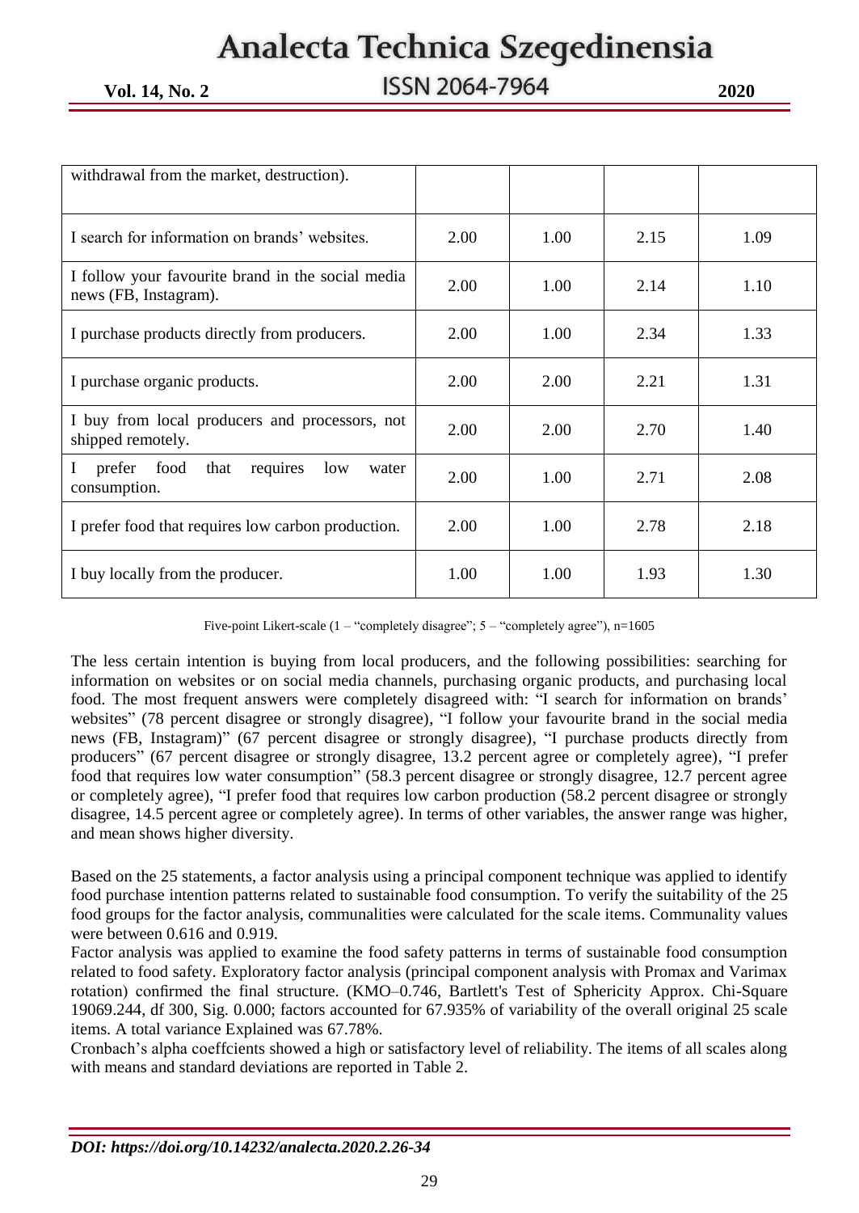| | | | | |
|---|---|---|---|---|
| withdrawal from the market, destruction). | | | | |
| I search for information on brands' websites. | 2.00 | 1.00 | 2.15 | 1.09 |
| I follow your favourite brand in the social media news (FB, Instagram). | 2.00 | 1.00 | 2.14 | 1.10 |
| I purchase products directly from producers. | 2.00 | 1.00 | 2.34 | 1.33 |
| I purchase organic products. | 2.00 | 2.00 | 2.21 | 1.31 |
| I buy from local producers and processors, not shipped remotely. | 2.00 | 2.00 | 2.70 | 1.40 |
| I prefer food that requires low water consumption. | 2.00 | 1.00 | 2.71 | 2.08 |
| I prefer food that requires low carbon production. | 2.00 | 1.00 | 2.78 | 2.18 |
| I buy locally from the producer. | 1.00 | 1.00 | 1.93 | 1.30 |

Five-point Likert-scale (1 – "completely disagree"; 5 – "completely agree"), n=1605

The less certain intention is buying from local producers, and the following possibilities: searching for information on websites or on social media channels, purchasing organic products, and purchasing local food. The most frequent answers were completely disagreed with: "I search for information on brands' websites" (78 percent disagree or strongly disagree), "I follow your favourite brand in the social media news (FB, Instagram)" (67 percent disagree or strongly disagree), "I purchase products directly from producers" (67 percent disagree or strongly disagree, 13.2 percent agree or completely agree), "I prefer food that requires low water consumption" (58.3 percent disagree or strongly disagree, 12.7 percent agree or completely agree), "I prefer food that requires low carbon production (58.2 percent disagree or strongly disagree, 14.5 percent agree or completely agree). In terms of other variables, the answer range was higher, and mean shows higher diversity.

Based on the 25 statements, a factor analysis using a principal component technique was applied to identify food purchase intention patterns related to sustainable food consumption. To verify the suitability of the 25 food groups for the factor analysis, communalities were calculated for the scale items. Communality values were between 0.616 and 0.919.

Factor analysis was applied to examine the food safety patterns in terms of sustainable food consumption related to food safety. Exploratory factor analysis (principal component analysis with Promax and Varimax rotation) confirmed the final structure. (KMO–0.746, Bartlett's Test of Sphericity Approx. Chi-Square 19069.244, df 300, Sig. 0.000; factors accounted for 67.935% of variability of the overall original 25 scale items. A total variance Explained was 67.78%.

Cronbach's alpha coeffcients showed a high or satisfactory level of reliability. The items of all scales along with means and standard deviations are reported in Table 2.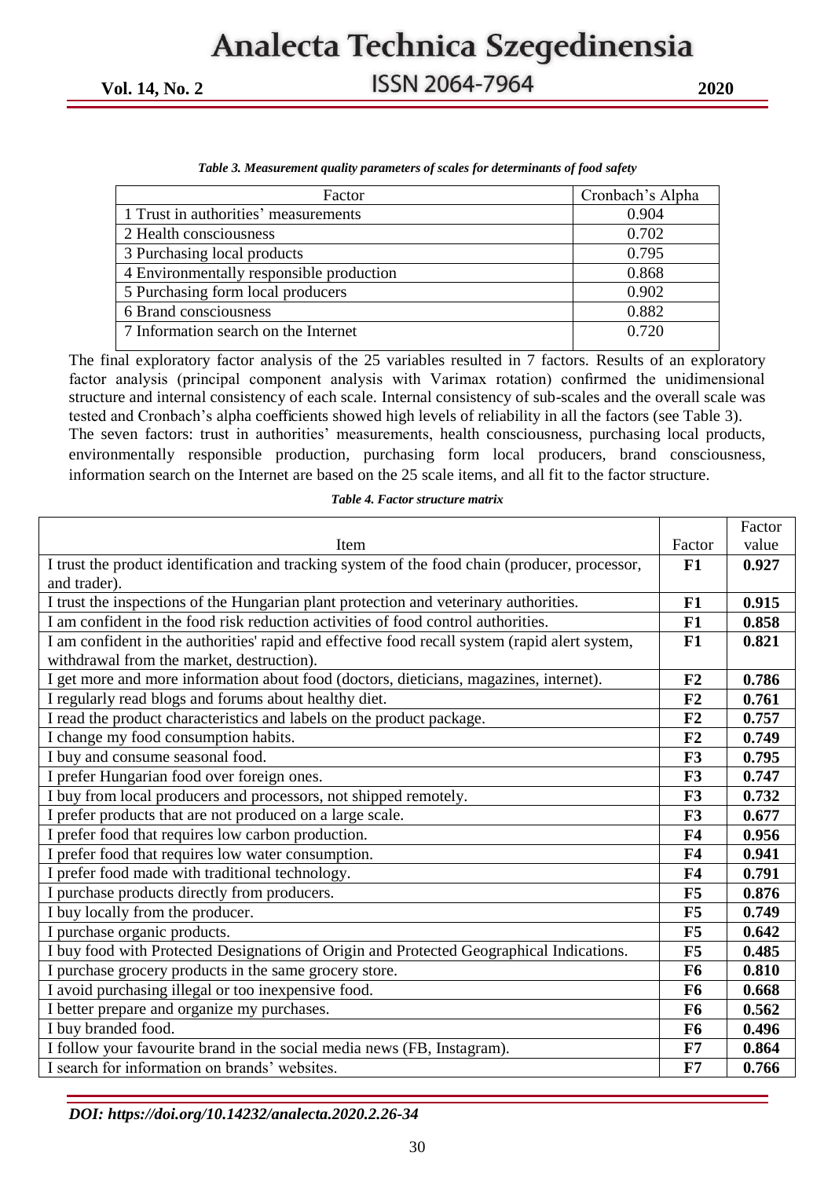*Table 3. Measurement quality parameters of scales for determinants of food safety*

| Factor | Cronbach's Alpha |
|---|---|
| 1 Trust in authorities' measurements | 0.904 |
| 2 Health consciousness | 0.702 |
| 3 Purchasing local products | 0.795 |
| 4 Environmentally responsible production | 0.868 |
| 5 Purchasing form local producers | 0.902 |
| 6 Brand consciousness | 0.882 |
| 7 Information search on the Internet | 0.720 |

The final exploratory factor analysis of the 25 variables resulted in 7 factors. Results of an exploratory factor analysis (principal component analysis with Varimax rotation) confirmed the unidimensional structure and internal consistency of each scale. Internal consistency of sub-scales and the overall scale was tested and Cronbach's alpha coefficients showed high levels of reliability in all the factors (see Table 3).
The seven factors: trust in authorities' measurements, health consciousness, purchasing local products, environmentally responsible production, purchasing form local producers, brand consciousness, information search on the Internet are based on the 25 scale items, and all fit to the factor structure.

*Table 4. Factor structure matrix*

| Item | Factor | Factor value |
|---|---|---|
| I trust the product identification and tracking system of the food chain (producer, processor, and trader). | **F1** | **0.927** |
| I trust the inspections of the Hungarian plant protection and veterinary authorities. | **F1** | **0.915** |
| I am confident in the food risk reduction activities of food control authorities. | **F1** | **0.858** |
| I am confident in the authorities' rapid and effective food recall system (rapid alert system, withdrawal from the market, destruction). | **F1** | **0.821** |
| I get more and more information about food (doctors, dieticians, magazines, internet). | **F2** | **0.786** |
| I regularly read blogs and forums about healthy diet. | **F2** | **0.761** |
| I read the product characteristics and labels on the product package. | **F2** | **0.757** |
| I change my food consumption habits. | **F2** | **0.749** |
| I buy and consume seasonal food. | **F3** | **0.795** |
| I prefer Hungarian food over foreign ones. | **F3** | **0.747** |
| I buy from local producers and processors, not shipped remotely. | **F3** | **0.732** |
| I prefer products that are not produced on a large scale. | **F3** | **0.677** |
| I prefer food that requires low carbon production. | **F4** | **0.956** |
| I prefer food that requires low water consumption. | **F4** | **0.941** |
| I prefer food made with traditional technology. | **F4** | **0.791** |
| I purchase products directly from producers. | **F5** | **0.876** |
| I buy locally from the producer. | **F5** | **0.749** |
| I purchase organic products. | **F5** | **0.642** |
| I buy food with Protected Designations of Origin and Protected Geographical Indications. | **F5** | **0.485** |
| I purchase grocery products in the same grocery store. | **F6** | **0.810** |
| I avoid purchasing illegal or too inexpensive food. | **F6** | **0.668** |
| I better prepare and organize my purchases. | **F6** | **0.562** |
| I buy branded food. | **F6** | **0.496** |
| I follow your favourite brand in the social media news (FB, Instagram). | **F7** | **0.864** |
| I search for information on brands' websites. | **F7** | **0.766** |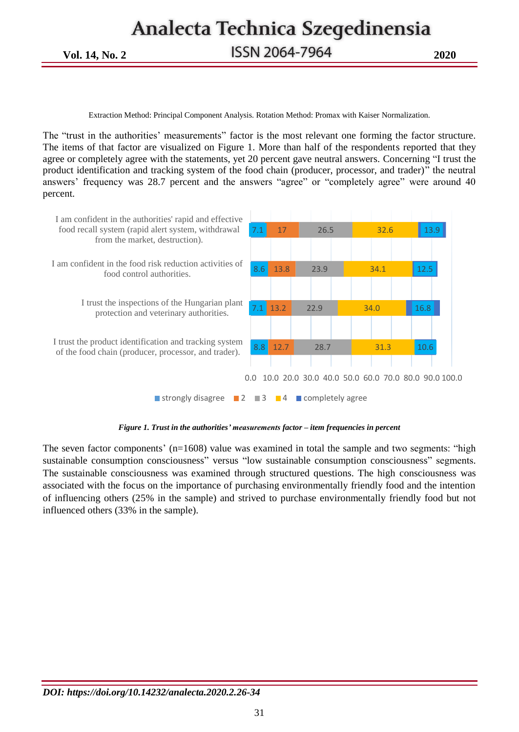Extraction Method: Principal Component Analysis. Rotation Method: Promax with Kaiser Normalization.

The "trust in the authorities' measurements" factor is the most relevant one forming the factor structure. The items of that factor are visualized on Figure 1. More than half of the respondents reported that they agree or completely agree with the statements, yet 20 percent gave neutral answers. Concerning "I trust the product identification and tracking system of the food chain (producer, processor, and trader)" the neutral answers' frequency was 28.7 percent and the answers "agree" or "completely agree" were around 40 percent.

| Item | strongly disagree | 2 | 3 | 4 | completely agree |
|---|---|---|---|---|---|
| I am confident in the authorities' rapid and effective food recall system (rapid alert system, withdrawal from the market, destruction). | 7.1 | 17 | 26.5 | 32.6 | 13.9 |
| I am confident in the food risk reduction activities of food control authorities. | 8.6 | 13.8 | 23.9 | 34.1 | 12.5 |
| I trust the inspections of the Hungarian plant protection and veterinary authorities. | 7.1 | 13.2 | 22.9 | 34.0 | 16.8 |
| I trust the product identification and tracking system of the food chain (producer, processor, and trader). | 8.8 | 12.7 | 28.7 | 31.3 | 10.6 |

***Figure 1. Trust in the authorities' measurements factor – item frequencies in percent***

The seven factor components' (n=1608) value was examined in total the sample and two segments: "high sustainable consumption consciousness" versus "low sustainable consumption consciousness" segments. The sustainable consciousness was examined through structured questions. The high consciousness was associated with the focus on the importance of purchasing environmentally friendly food and the intention of influencing others (25% in the sample) and strived to purchase environmentally friendly food but not influenced others (33% in the sample).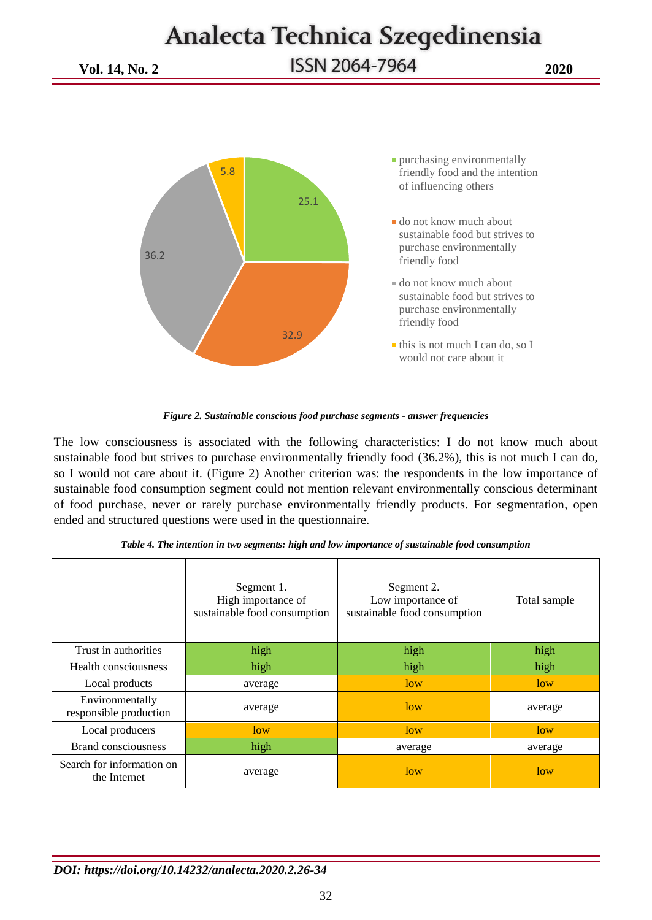Figure 2. Sustainable conscious food purchase segments - answer frequencies

*Figure 2. Sustainable conscious food purchase segments - answer frequencies*

The low consciousness is associated with the following characteristics: I do not know much about sustainable food but strives to purchase environmentally friendly food (36.2%), this is not much I can do, so I would not care about it. (Figure 2) Another criterion was: the respondents in the low importance of sustainable food consumption segment could not mention relevant environmentally conscious determinant of food purchase, never or rarely purchase environmentally friendly products. For segmentation, open ended and structured questions were used in the questionnaire.

*Table 4. The intention in two segments: high and low importance of sustainable food consumption*

| | Segment 1. High importance of sustainable food consumption | Segment 2. Low importance of sustainable food consumption | Total sample |
|---|---|---|---|
| Trust in authorities | high | high | high |
| Health consciousness | high | high | high |
| Local products | average | low | low |
| Environmentally responsible production | average | low | average |
| Local producers | low | low | low |
| Brand consciousness | high | average | average |
| Search for information on the Internet | average | low | low |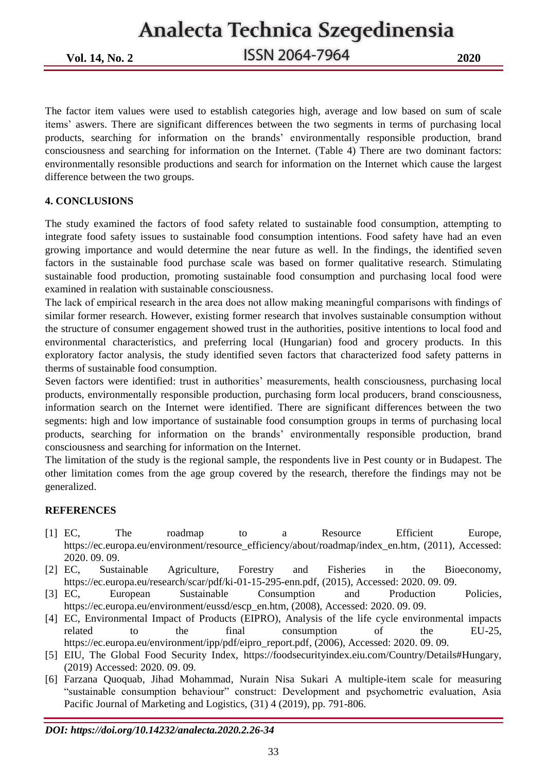The factor item values were used to establish categories high, average and low based on sum of scale items' aswers. There are significant differences between the two segments in terms of purchasing local products, searching for information on the brands' environmentally responsible production, brand consciousness and searching for information on the Internet. (Table 4) There are two dominant factors: environmentally resonsible productions and search for information on the Internet which cause the largest difference between the two groups.

## 4. CONCLUSIONS

The study examined the factors of food safety related to sustainable food consumption, attempting to integrate food safety issues to sustainable food consumption intentions. Food safety have had an even growing importance and would determine the near future as well. In the findings, the identified seven factors in the sustainable food purchase scale was based on former qualitative research. Stimulating sustainable food production, promoting sustainable food consumption and purchasing local food were examined in realation with sustainable consciousness.

The lack of empirical research in the area does not allow making meaningful comparisons with findings of similar former research. However, existing former research that involves sustainable consumption without the structure of consumer engagement showed trust in the authorities, positive intentions to local food and environmental characteristics, and preferring local (Hungarian) food and grocery products. In this exploratory factor analysis, the study identified seven factors that characterized food safety patterns in therms of sustainable food consumption.

Seven factors were identified: trust in authorities' measurements, health consciousness, purchasing local products, environmentally responsible production, purchasing form local producers, brand consciousness, information search on the Internet were identified. There are significant differences between the two segments: high and low importance of sustainable food consumption groups in terms of purchasing local products, searching for information on the brands' environmentally responsible production, brand consciousness and searching for information on the Internet.

The limitation of the study is the regional sample, the respondents live in Pest county or in Budapest. The other limitation comes from the age group covered by the research, therefore the findings may not be generalized.

## REFERENCES

[1] EC, The roadmap to a Resource Efficient Europe, https://ec.europa.eu/environment/resource_efficiency/about/roadmap/index_en.htm, (2011), Accessed: 2020. 09. 09.

[2] EC, Sustainable Agriculture, Forestry and Fisheries in the Bioeconomy, https://ec.europa.eu/research/scar/pdf/ki-01-15-295-enn.pdf, (2015), Accessed: 2020. 09. 09.

[3] EC, European Sustainable Consumption and Production Policies, https://ec.europa.eu/environment/eussd/escp_en.htm, (2008), Accessed: 2020. 09. 09.

[4] EC, Environmental Impact of Products (EIPRO), Analysis of the life cycle environmental impacts related to the final consumption of the EU-25, https://ec.europa.eu/environment/ipp/pdf/eipro_report.pdf, (2006), Accessed: 2020. 09. 09.

[5] EIU, The Global Food Security Index, https://foodsecurityindex.eiu.com/Country/Details#Hungary, (2019) Accessed: 2020. 09. 09.

[6] Farzana Quoquab, Jihad Mohammad, Nurain Nisa Sukari A multiple-item scale for measuring "sustainable consumption behaviour" construct: Development and psychometric evaluation, Asia Pacific Journal of Marketing and Logistics, (31) 4 (2019), pp. 791-806.

*DOI: https://doi.org/10.14232/analecta.2020.2.26-34*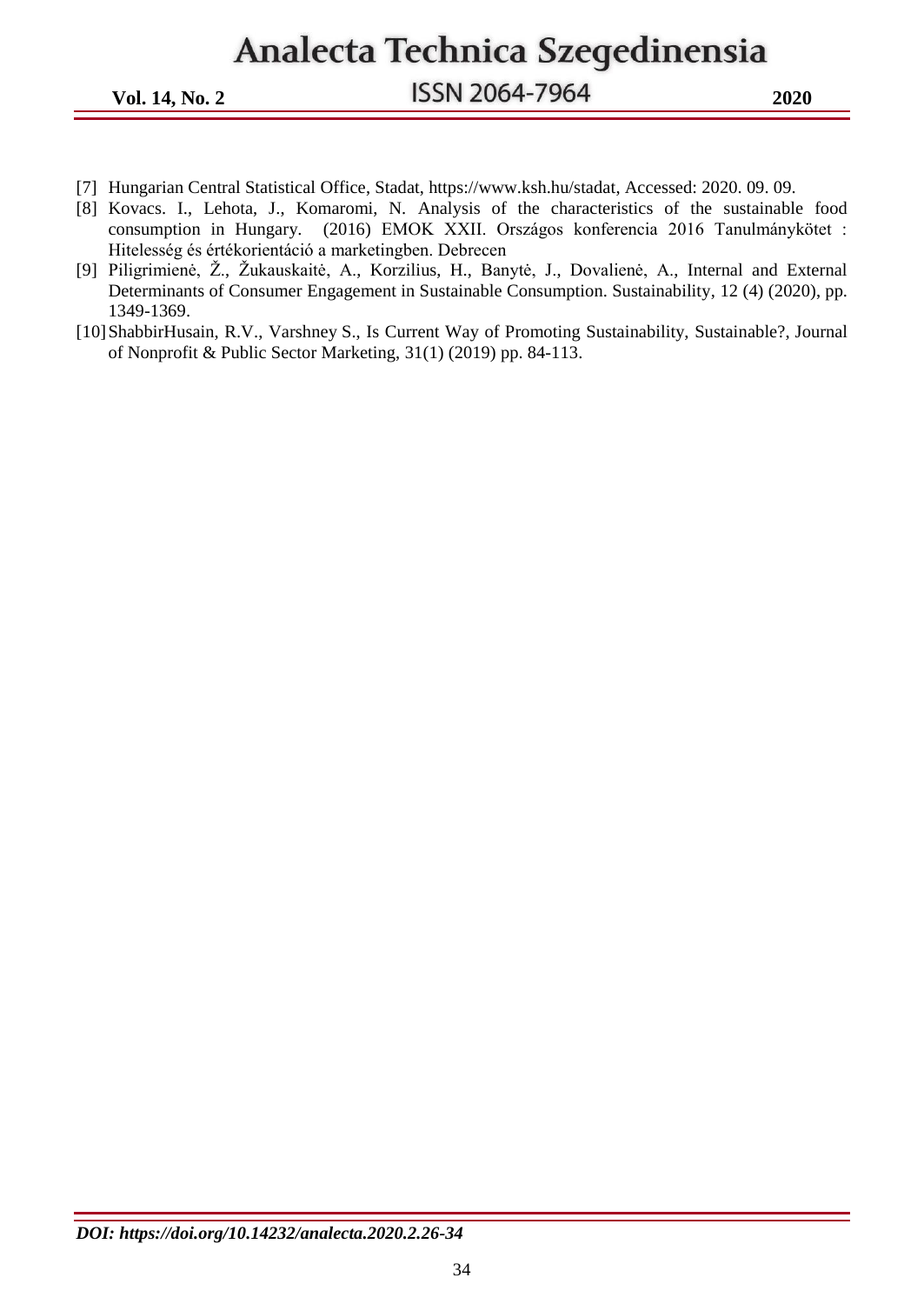[7] Hungarian Central Statistical Office, Stadat, https://www.ksh.hu/stadat, Accessed: 2020. 09. 09.

[8] Kovacs. I., Lehota, J., Komaromi, N. Analysis of the characteristics of the sustainable food consumption in Hungary. (2016) EMOK XXII. Országos konferencia 2016 Tanulmánykötet : Hitelesség és értékorientáció a marketingben. Debrecen

[9] Piligrimienė, Ž., Žukauskaitė, A., Korzilius, H., Banytė, J., Dovalienė, A., Internal and External Determinants of Consumer Engagement in Sustainable Consumption. Sustainability, 12 (4) (2020), pp. 1349-1369.

[10] ShabbirHusain, R.V., Varshney S., Is Current Way of Promoting Sustainability, Sustainable?, Journal of Nonprofit & Public Sector Marketing, 31(1) (2019) pp. 84-113.